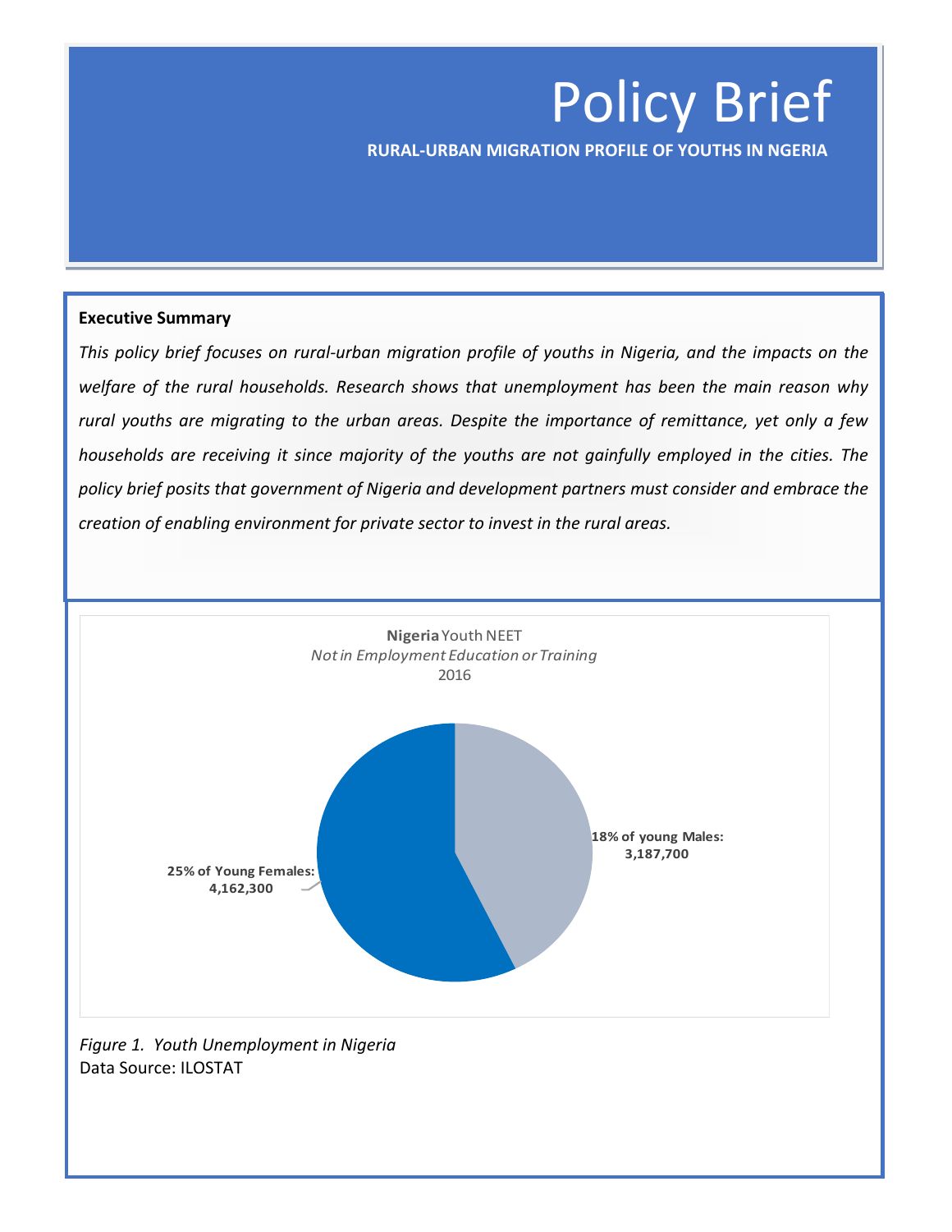# Policy Brief

**RURAL-URBAN MIGRATION PROFILE OF YOUTHS IN NGERIA**

**Executive Summary**

*This policy brief focuses on rural-urban migration profile of youths in Nigeria, and the impacts on the welfare of the rural households. Research shows that unemployment has been the main reason why rural youths are migrating to the urban areas. Despite the importance of remittance, yet only a few households are receiving it since majority of the youths are not gainfully employed in the cities. The policy brief posits that government of Nigeria and development partners must consider and embrace the creation of enabling environment for private sector to invest in the rural areas.*

**Nigeria** Youth NEET
*Not in Employment Education or Training*
2016

**25% of Young Females: 4,162,300**

**18% of young Males: 3,187,700**

*Figure 1. Youth Unemployment in Nigeria*
Data Source: ILOSTAT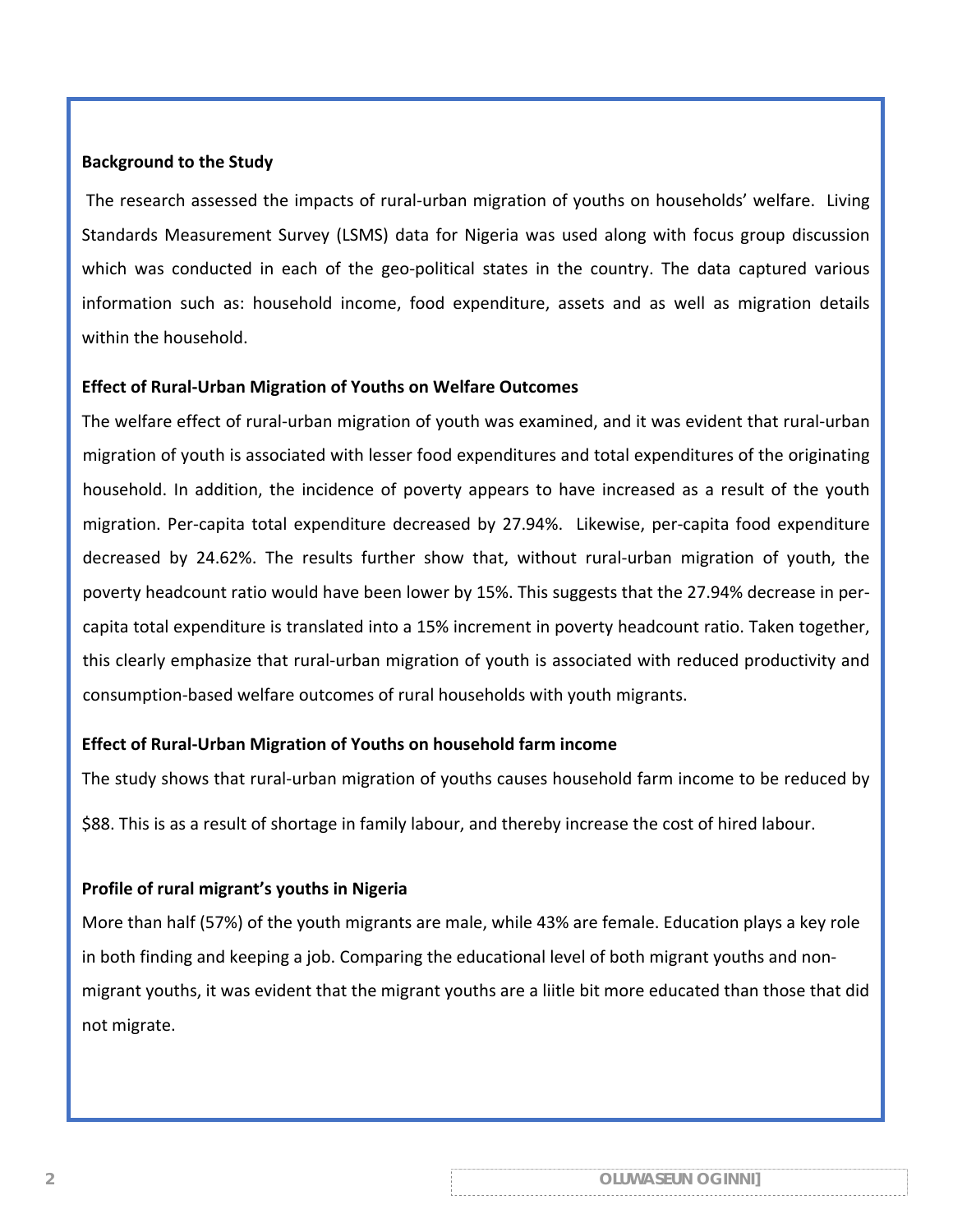**Background to the Study**

The research assessed the impacts of rural-urban migration of youths on households' welfare. Living Standards Measurement Survey (LSMS) data for Nigeria was used along with focus group discussion which was conducted in each of the geo-political states in the country. The data captured various information such as: household income, food expenditure, assets and as well as migration details within the household.

**Effect of Rural-Urban Migration of Youths on Welfare Outcomes**

The welfare effect of rural-urban migration of youth was examined, and it was evident that rural-urban migration of youth is associated with lesser food expenditures and total expenditures of the originating household. In addition, the incidence of poverty appears to have increased as a result of the youth migration. Per-capita total expenditure decreased by 27.94%. Likewise, per-capita food expenditure decreased by 24.62%. The results further show that, without rural-urban migration of youth, the poverty headcount ratio would have been lower by 15%. This suggests that the 27.94% decrease in per-capita total expenditure is translated into a 15% increment in poverty headcount ratio. Taken together, this clearly emphasize that rural-urban migration of youth is associated with reduced productivity and consumption-based welfare outcomes of rural households with youth migrants.

**Effect of Rural-Urban Migration of Youths on household farm income**

The study shows that rural-urban migration of youths causes household farm income to be reduced by $88. This is as a result of shortage in family labour, and thereby increase the cost of hired labour.

**Profile of rural migrant's youths in Nigeria**

More than half (57%) of the youth migrants are male, while 43% are female. Education plays a key role in both finding and keeping a job. Comparing the educational level of both migrant youths and non-migrant youths, it was evident that the migrant youths are a liitle bit more educated than those that did not migrate.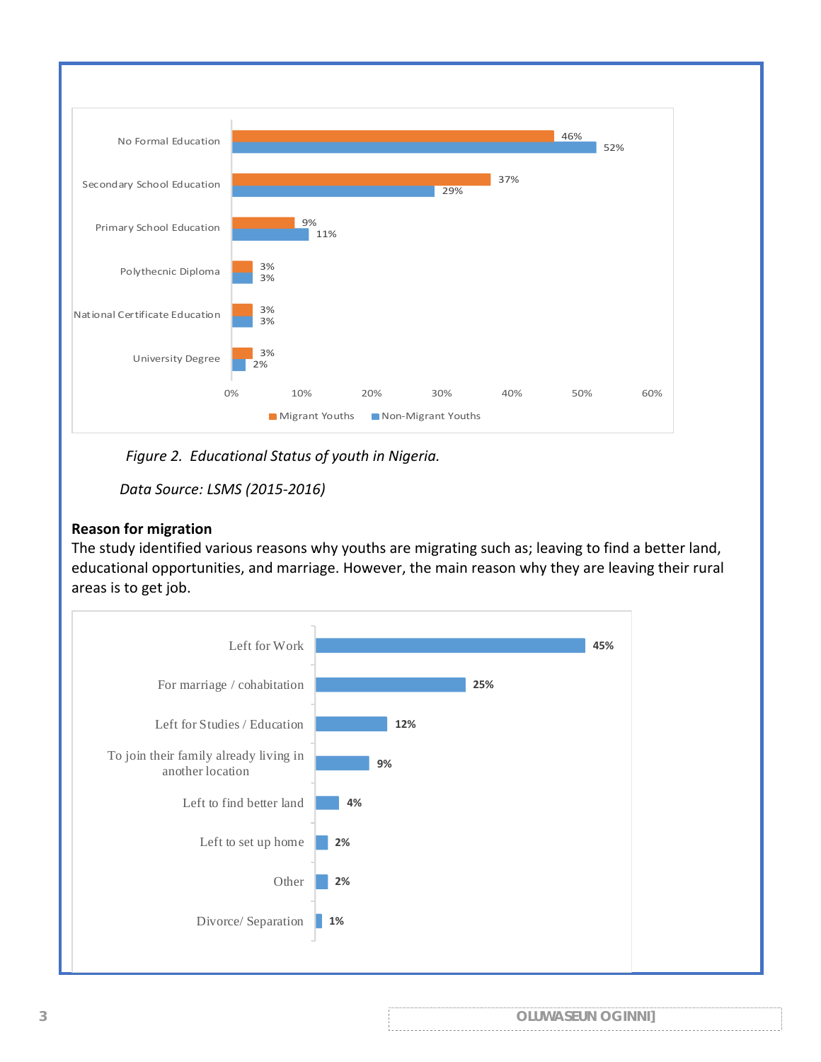| | Migrant Youths | Non-Migrant Youths |
|---|---|---|
| No Formal Education | 46% | 52% |
| Secondary School Education | 37% | 29% |
| Primary School Education | 9% | 11% |
| Polythecnic Diploma | 3% | 3% |
| National Certificate Education | 3% | 3% |
| University Degree | 3% | 2% |

*Figure 2. Educational Status of youth in Nigeria.*

*Data Source: LSMS (2015-2016)*

**Reason for migration**

The study identified various reasons why youths are migrating such as; leaving to find a better land, educational opportunities, and marriage. However, the main reason why they are leaving their rural areas is to get job.

| Reason | % |
|---|---|
| Left for Work | 45% |
| For marriage / cohabitation | 25% |
| Left for Studies / Education | 12% |
| To join their family already living in another location | 9% |
| Left to find better land | 4% |
| Left to set up home | 2% |
| Other | 2% |
| Divorce/ Separation | 1% |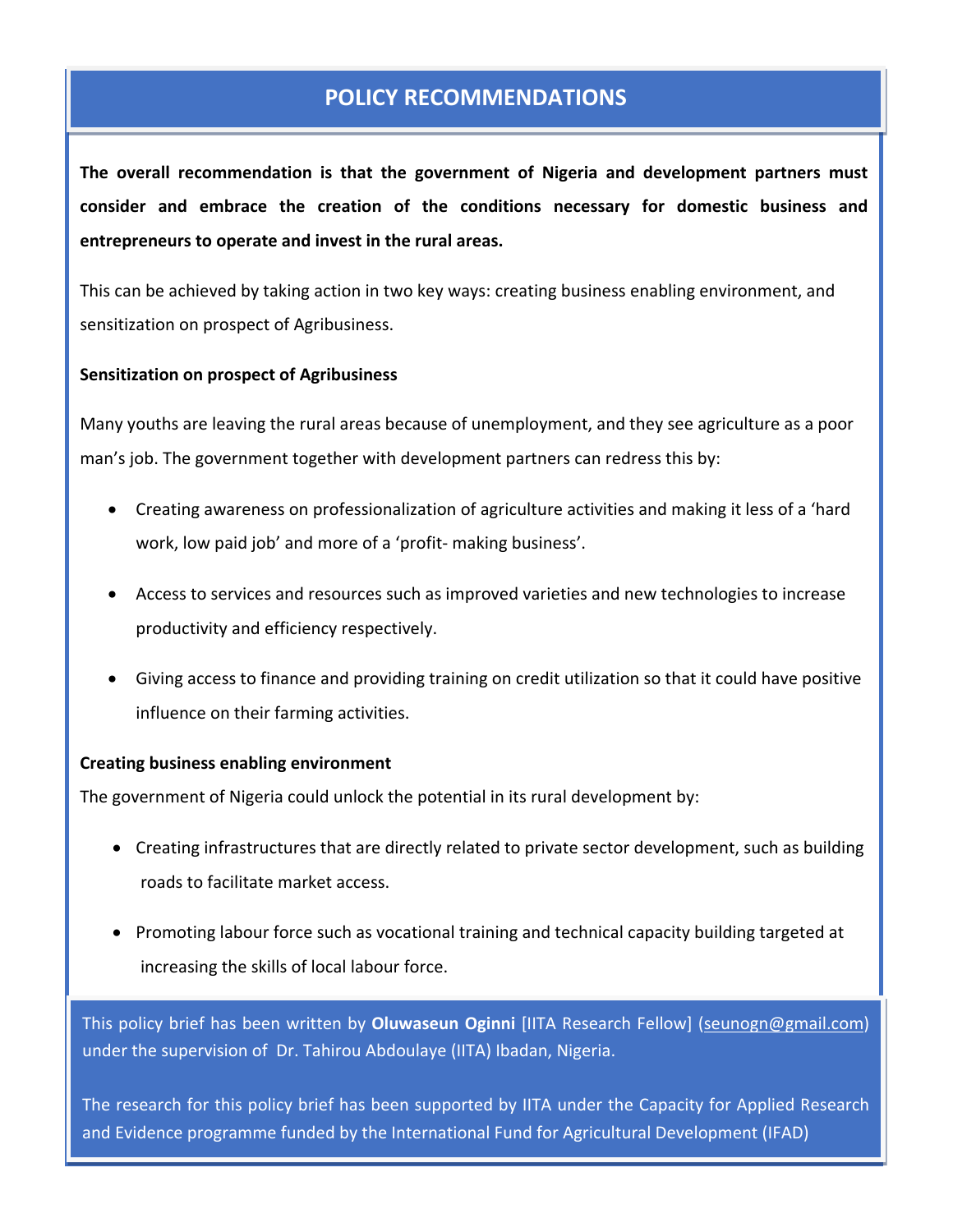## POLICY RECOMMENDATIONS

**The overall recommendation is that the government of Nigeria and development partners must consider and embrace the creation of the conditions necessary for domestic business and entrepreneurs to operate and invest in the rural areas.**

This can be achieved by taking action in two key ways: creating business enabling environment, and sensitization on prospect of Agribusiness.

**Sensitization on prospect of Agribusiness**

Many youths are leaving the rural areas because of unemployment, and they see agriculture as a poor man's job. The government together with development partners can redress this by:

- Creating awareness on professionalization of agriculture activities and making it less of a 'hard work, low paid job' and more of a 'profit- making business'.
- Access to services and resources such as improved varieties and new technologies to increase productivity and efficiency respectively.
- Giving access to finance and providing training on credit utilization so that it could have positive influence on their farming activities.

**Creating business enabling environment**

The government of Nigeria could unlock the potential in its rural development by:

- Creating infrastructures that are directly related to private sector development, such as building roads to facilitate market access.
- Promoting labour force such as vocational training and technical capacity building targeted at increasing the skills of local labour force.

This policy brief has been written by **Oluwaseun Oginni** [IITA Research Fellow] (seunogn@gmail.com) under the supervision of Dr. Tahirou Abdoulaye (IITA) Ibadan, Nigeria.

The research for this policy brief has been supported by IITA under the Capacity for Applied Research and Evidence programme funded by the International Fund for Agricultural Development (IFAD)